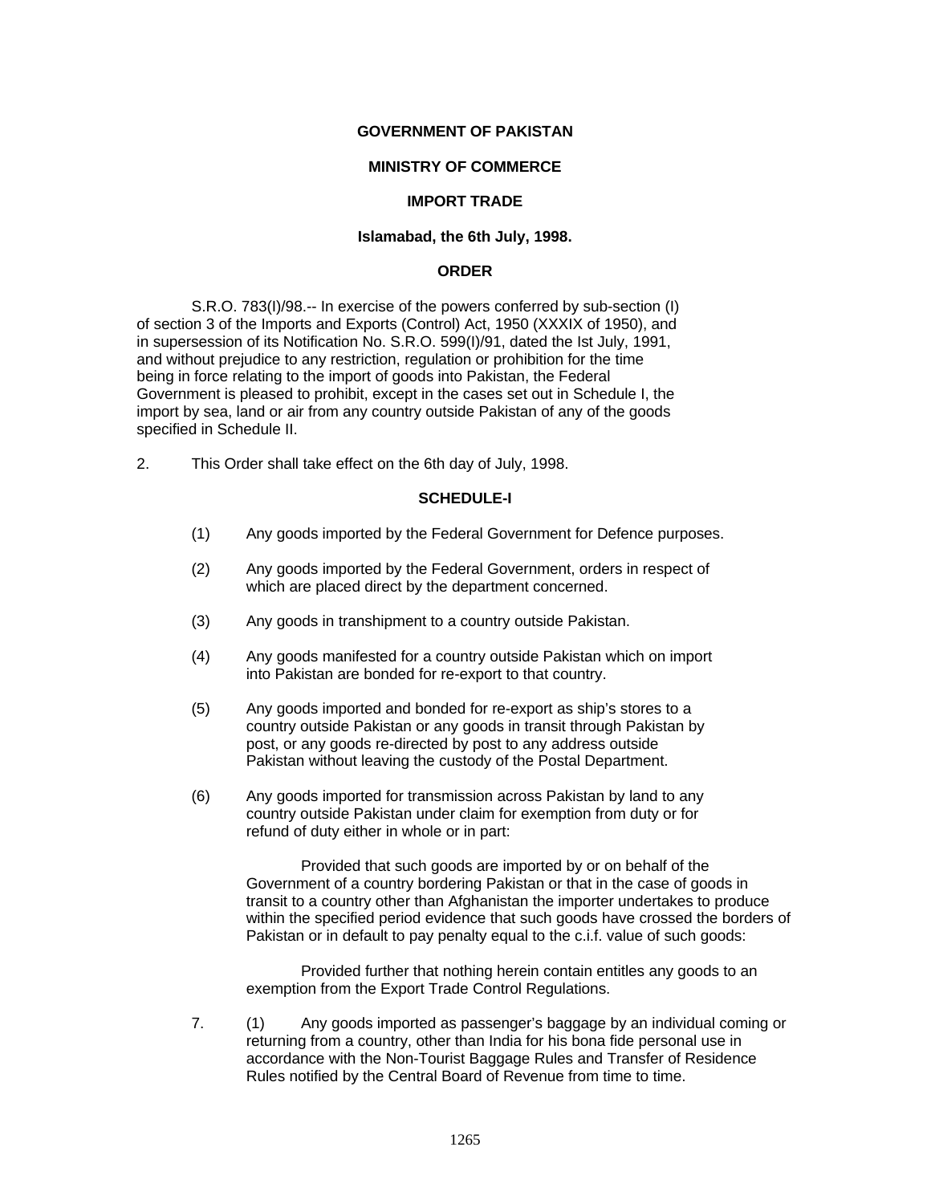**GOVERNMENT OF PAKISTAN**

**MINISTRY OF COMMERCE**

**IMPORT TRADE**

**Islamabad, the 6th July, 1998.**

**ORDER**

S.R.O. 783(I)/98.-- In exercise of the powers conferred by sub-section (I) of section 3 of the Imports and Exports (Control) Act, 1950 (XXXIX of 1950), and in supersession of its Notification No. S.R.O. 599(I)/91, dated the Ist July, 1991, and without prejudice to any restriction, regulation or prohibition for the time being in force relating to the import of goods into Pakistan, the Federal Government is pleased to prohibit, except in the cases set out in Schedule I, the import by sea, land or air from any country outside Pakistan of any of the goods specified in Schedule II.

2. This Order shall take effect on the 6th day of July, 1998.

**SCHEDULE-I**

(1) Any goods imported by the Federal Government for Defence purposes.

(2) Any goods imported by the Federal Government, orders in respect of which are placed direct by the department concerned.

(3) Any goods in transhipment to a country outside Pakistan.

(4) Any goods manifested for a country outside Pakistan which on import into Pakistan are bonded for re-export to that country.

(5) Any goods imported and bonded for re-export as ship's stores to a country outside Pakistan or any goods in transit through Pakistan by post, or any goods re-directed by post to any address outside Pakistan without leaving the custody of the Postal Department.

(6) Any goods imported for transmission across Pakistan by land to any country outside Pakistan under claim for exemption from duty or for refund of duty either in whole or in part:

Provided that such goods are imported by or on behalf of the Government of a country bordering Pakistan or that in the case of goods in transit to a country other than Afghanistan the importer undertakes to produce within the specified period evidence that such goods have crossed the borders of Pakistan or in default to pay penalty equal to the c.i.f. value of such goods:

Provided further that nothing herein contain entitles any goods to an exemption from the Export Trade Control Regulations.

7. (1) Any goods imported as passenger's baggage by an individual coming or returning from a country, other than India for his bona fide personal use in accordance with the Non-Tourist Baggage Rules and Transfer of Residence Rules notified by the Central Board of Revenue from time to time.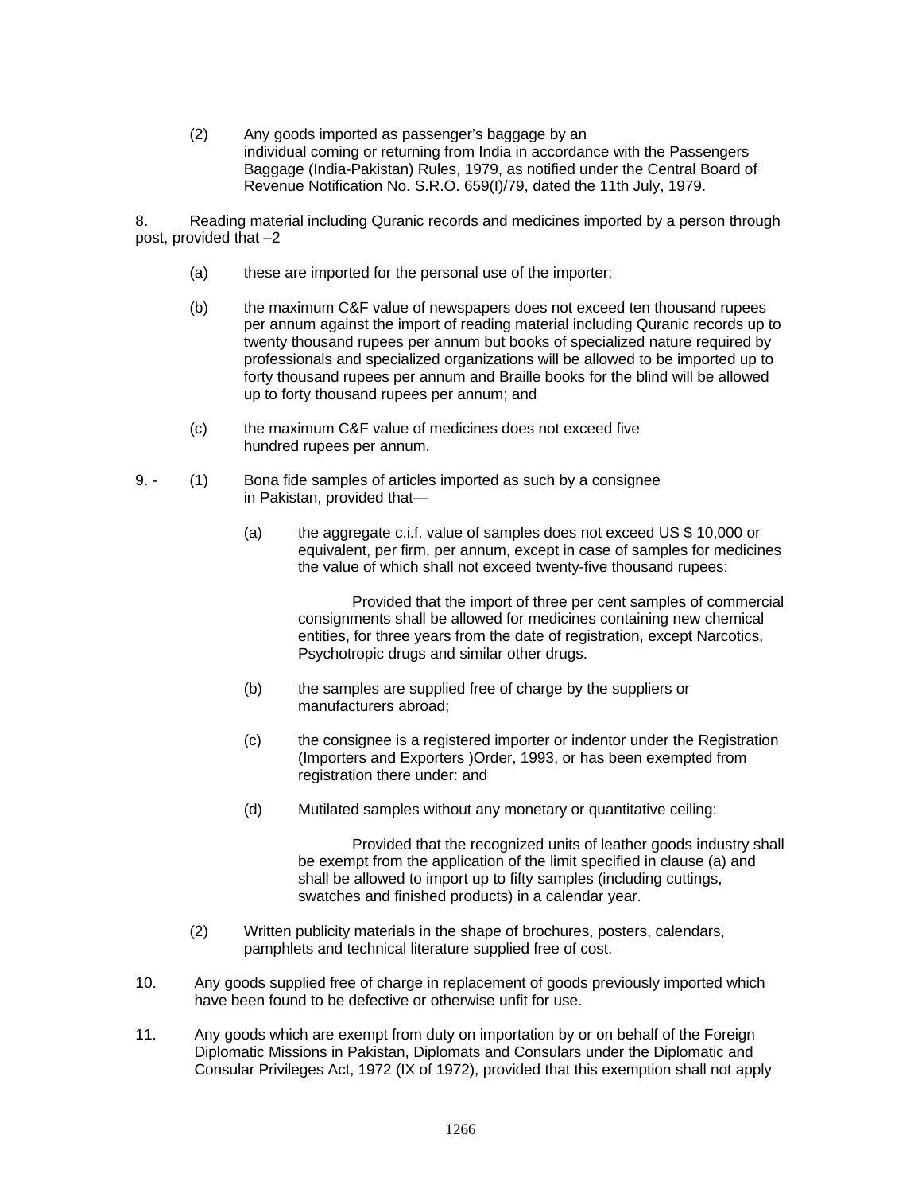(2) Any goods imported as passenger's baggage by an individual coming or returning from India in accordance with the Passengers Baggage (India-Pakistan) Rules, 1979, as notified under the Central Board of Revenue Notification No. S.R.O. 659(I)/79, dated the 11th July, 1979.

8. Reading material including Quranic records and medicines imported by a person through post, provided that –2

(a) these are imported for the personal use of the importer;

(b) the maximum C&F value of newspapers does not exceed ten thousand rupees per annum against the import of reading material including Quranic records up to twenty thousand rupees per annum but books of specialized nature required by professionals and specialized organizations will be allowed to be imported up to forty thousand rupees per annum and Braille books for the blind will be allowed up to forty thousand rupees per annum; and

(c) the maximum C&F value of medicines does not exceed five hundred rupees per annum.

9. - (1) Bona fide samples of articles imported as such by a consignee in Pakistan, provided that—

(a) the aggregate c.i.f. value of samples does not exceed US $ 10,000 or equivalent, per firm, per annum, except in case of samples for medicines the value of which shall not exceed twenty-five thousand rupees:

Provided that the import of three per cent samples of commercial consignments shall be allowed for medicines containing new chemical entities, for three years from the date of registration, except Narcotics, Psychotropic drugs and similar other drugs.

(b) the samples are supplied free of charge by the suppliers or manufacturers abroad;

(c) the consignee is a registered importer or indentor under the Registration (Importers and Exporters )Order, 1993, or has been exempted from registration there under: and

(d) Mutilated samples without any monetary or quantitative ceiling:

Provided that the recognized units of leather goods industry shall be exempt from the application of the limit specified in clause (a) and shall be allowed to import up to fifty samples (including cuttings, swatches and finished products) in a calendar year.

(2) Written publicity materials in the shape of brochures, posters, calendars, pamphlets and technical literature supplied free of cost.

10. Any goods supplied free of charge in replacement of goods previously imported which have been found to be defective or otherwise unfit for use.

11. Any goods which are exempt from duty on importation by or on behalf of the Foreign Diplomatic Missions in Pakistan, Diplomats and Consulars under the Diplomatic and Consular Privileges Act, 1972 (IX of 1972), provided that this exemption shall not apply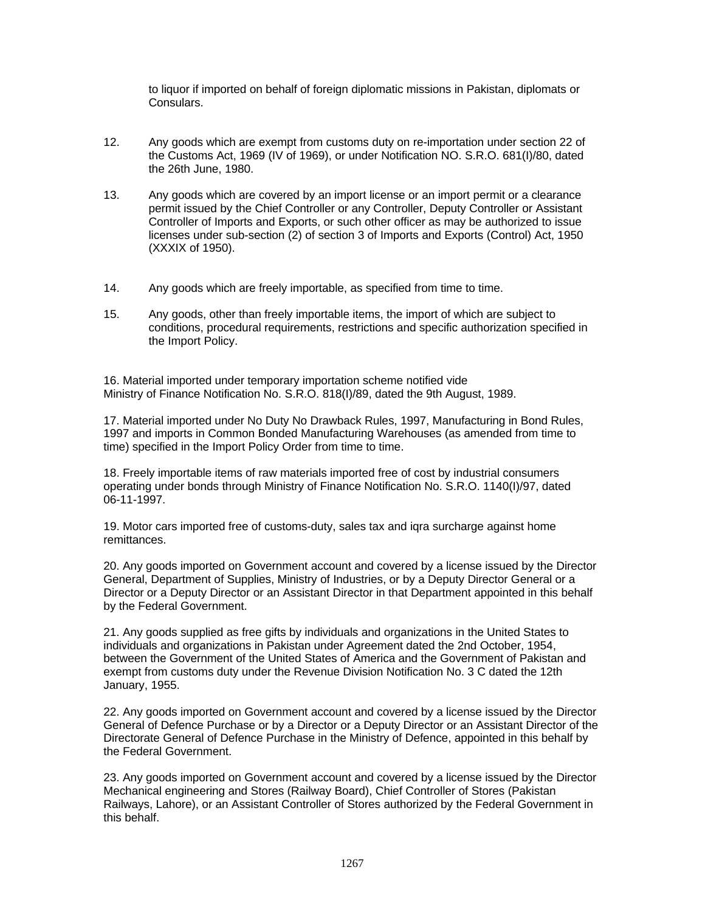to liquor if imported on behalf of foreign diplomatic missions in Pakistan, diplomats or Consulars.

12. Any goods which are exempt from customs duty on re-importation under section 22 of the Customs Act, 1969 (IV of 1969), or under Notification NO. S.R.O. 681(I)/80, dated the 26th June, 1980.

13. Any goods which are covered by an import license or an import permit or a clearance permit issued by the Chief Controller or any Controller, Deputy Controller or Assistant Controller of Imports and Exports, or such other officer as may be authorized to issue licenses under sub-section (2) of section 3 of Imports and Exports (Control) Act, 1950 (XXXIX of 1950).

14. Any goods which are freely importable, as specified from time to time.

15. Any goods, other than freely importable items, the import of which are subject to conditions, procedural requirements, restrictions and specific authorization specified in the Import Policy.

16. Material imported under temporary importation scheme notified vide Ministry of Finance Notification No. S.R.O. 818(I)/89, dated the 9th August, 1989.

17. Material imported under No Duty No Drawback Rules, 1997, Manufacturing in Bond Rules, 1997 and imports in Common Bonded Manufacturing Warehouses (as amended from time to time) specified in the Import Policy Order from time to time.

18. Freely importable items of raw materials imported free of cost by industrial consumers operating under bonds through Ministry of Finance Notification No. S.R.O. 1140(I)/97, dated 06-11-1997.

19. Motor cars imported free of customs-duty, sales tax and iqra surcharge against home remittances.

20. Any goods imported on Government account and covered by a license issued by the Director General, Department of Supplies, Ministry of Industries, or by a Deputy Director General or a Director or a Deputy Director or an Assistant Director in that Department appointed in this behalf by the Federal Government.

21. Any goods supplied as free gifts by individuals and organizations in the United States to individuals and organizations in Pakistan under Agreement dated the 2nd October, 1954, between the Government of the United States of America and the Government of Pakistan and exempt from customs duty under the Revenue Division Notification No. 3 C dated the 12th January, 1955.

22. Any goods imported on Government account and covered by a license issued by the Director General of Defence Purchase or by a Director or a Deputy Director or an Assistant Director of the Directorate General of Defence Purchase in the Ministry of Defence, appointed in this behalf by the Federal Government.

23. Any goods imported on Government account and covered by a license issued by the Director Mechanical engineering and Stores (Railway Board), Chief Controller of Stores (Pakistan Railways, Lahore), or an Assistant Controller of Stores authorized by the Federal Government in this behalf.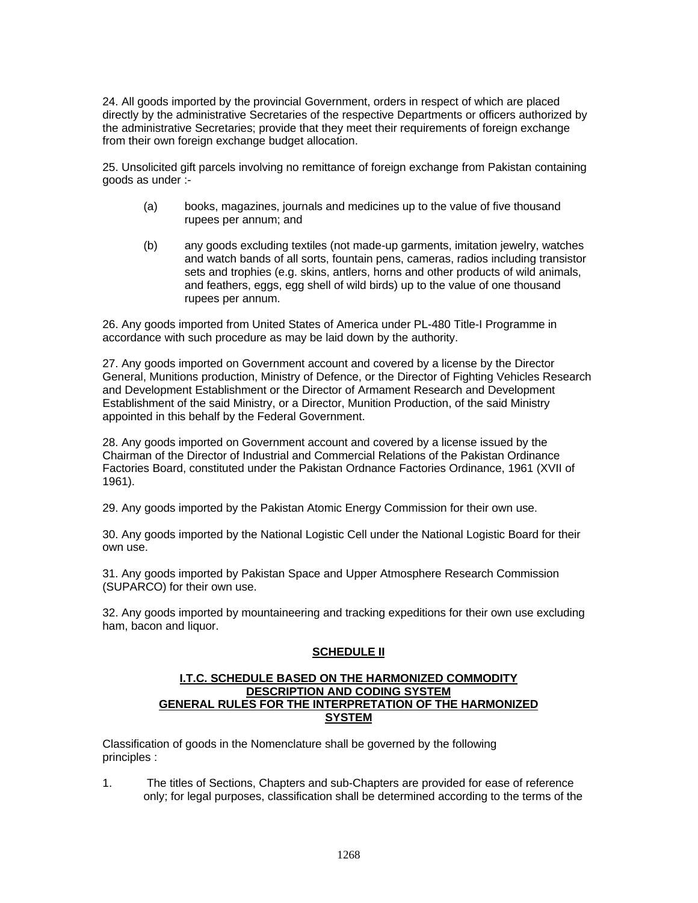24. All goods imported by the provincial Government, orders in respect of which are placed directly by the administrative Secretaries of the respective Departments or officers authorized by the administrative Secretaries; provide that they meet their requirements of foreign exchange from their own foreign exchange budget allocation.

25. Unsolicited gift parcels involving no remittance of foreign exchange from Pakistan containing goods as under :-

(a) books, magazines, journals and medicines up to the value of five thousand rupees per annum; and

(b) any goods excluding textiles (not made-up garments, imitation jewelry, watches and watch bands of all sorts, fountain pens, cameras, radios including transistor sets and trophies (e.g. skins, antlers, horns and other products of wild animals, and feathers, eggs, egg shell of wild birds) up to the value of one thousand rupees per annum.

26. Any goods imported from United States of America under PL-480 Title-I Programme in accordance with such procedure as may be laid down by the authority.

27. Any goods imported on Government account and covered by a license by the Director General, Munitions production, Ministry of Defence, or the Director of Fighting Vehicles Research and Development Establishment or the Director of Armament Research and Development Establishment of the said Ministry, or a Director, Munition Production, of the said Ministry appointed in this behalf by the Federal Government.

28. Any goods imported on Government account and covered by a license issued by the Chairman of the Director of Industrial and Commercial Relations of the Pakistan Ordinance Factories Board, constituted under the Pakistan Ordnance Factories Ordinance, 1961 (XVII of 1961).

29. Any goods imported by the Pakistan Atomic Energy Commission for their own use.

30. Any goods imported by the National Logistic Cell under the National Logistic Board for their own use.

31. Any goods imported by Pakistan Space and Upper Atmosphere Research Commission (SUPARCO) for their own use.

32. Any goods imported by mountaineering and tracking expeditions for their own use excluding ham, bacon and liquor.

## SCHEDULE II

### I.T.C. SCHEDULE BASED ON THE HARMONIZED COMMODITY DESCRIPTION AND CODING SYSTEM
### GENERAL RULES FOR THE INTERPRETATION OF THE HARMONIZED SYSTEM

Classification of goods in the Nomenclature shall be governed by the following principles :

1. The titles of Sections, Chapters and sub-Chapters are provided for ease of reference only; for legal purposes, classification shall be determined according to the terms of the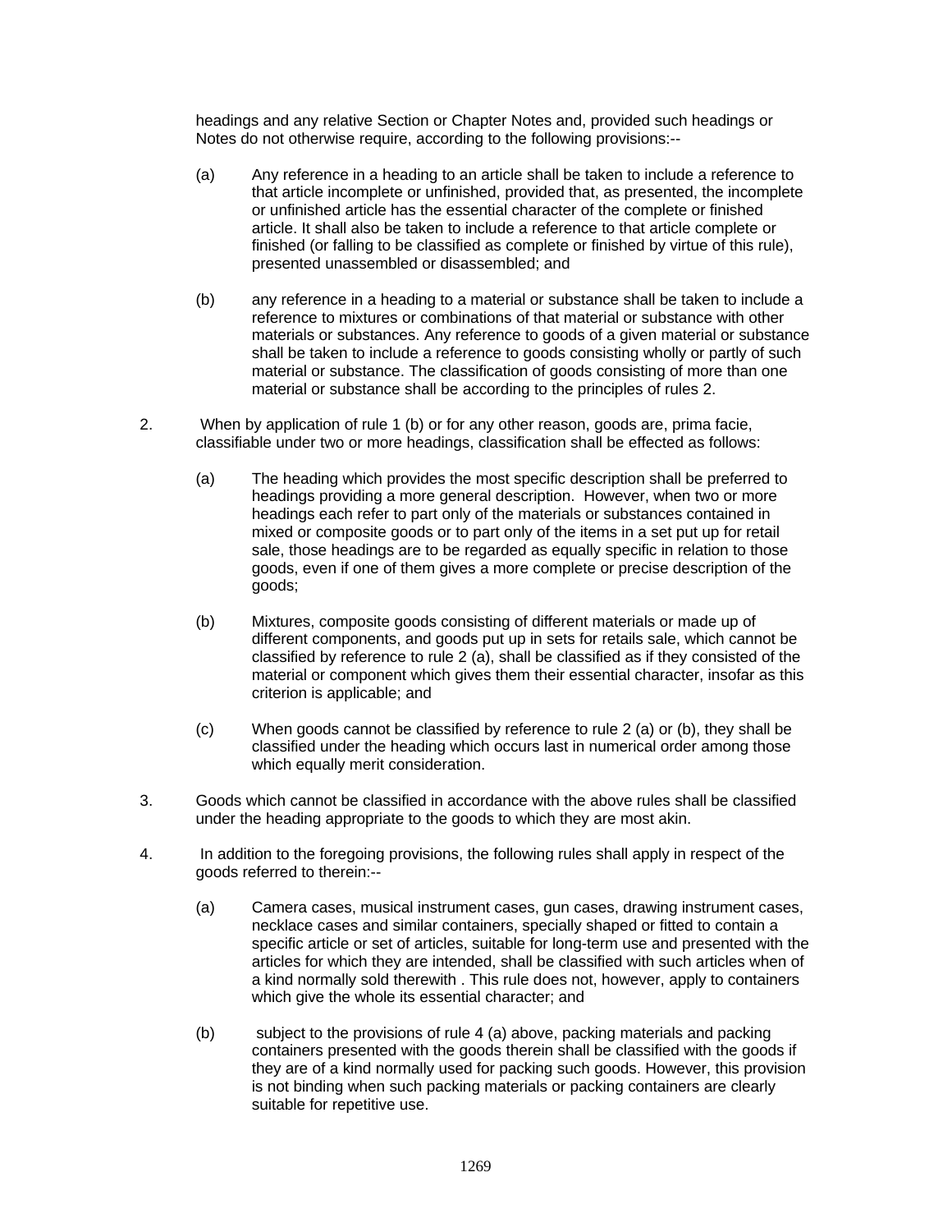headings and any relative Section or Chapter Notes and, provided such headings or Notes do not otherwise require, according to the following provisions:--

(a) Any reference in a heading to an article shall be taken to include a reference to that article incomplete or unfinished, provided that, as presented, the incomplete or unfinished article has the essential character of the complete or finished article. It shall also be taken to include a reference to that article complete or finished (or falling to be classified as complete or finished by virtue of this rule), presented unassembled or disassembled; and

(b) any reference in a heading to a material or substance shall be taken to include a reference to mixtures or combinations of that material or substance with other materials or substances. Any reference to goods of a given material or substance shall be taken to include a reference to goods consisting wholly or partly of such material or substance. The classification of goods consisting of more than one material or substance shall be according to the principles of rules 2.

2. When by application of rule 1 (b) or for any other reason, goods are, prima facie, classifiable under two or more headings, classification shall be effected as follows:

(a) The heading which provides the most specific description shall be preferred to headings providing a more general description. However, when two or more headings each refer to part only of the materials or substances contained in mixed or composite goods or to part only of the items in a set put up for retail sale, those headings are to be regarded as equally specific in relation to those goods, even if one of them gives a more complete or precise description of the goods;

(b) Mixtures, composite goods consisting of different materials or made up of different components, and goods put up in sets for retails sale, which cannot be classified by reference to rule 2 (a), shall be classified as if they consisted of the material or component which gives them their essential character, insofar as this criterion is applicable; and

(c) When goods cannot be classified by reference to rule 2 (a) or (b), they shall be classified under the heading which occurs last in numerical order among those which equally merit consideration.

3. Goods which cannot be classified in accordance with the above rules shall be classified under the heading appropriate to the goods to which they are most akin.

4. In addition to the foregoing provisions, the following rules shall apply in respect of the goods referred to therein:--

(a) Camera cases, musical instrument cases, gun cases, drawing instrument cases, necklace cases and similar containers, specially shaped or fitted to contain a specific article or set of articles, suitable for long-term use and presented with the articles for which they are intended, shall be classified with such articles when of a kind normally sold therewith . This rule does not, however, apply to containers which give the whole its essential character; and

(b) subject to the provisions of rule 4 (a) above, packing materials and packing containers presented with the goods therein shall be classified with the goods if they are of a kind normally used for packing such goods. However, this provision is not binding when such packing materials or packing containers are clearly suitable for repetitive use.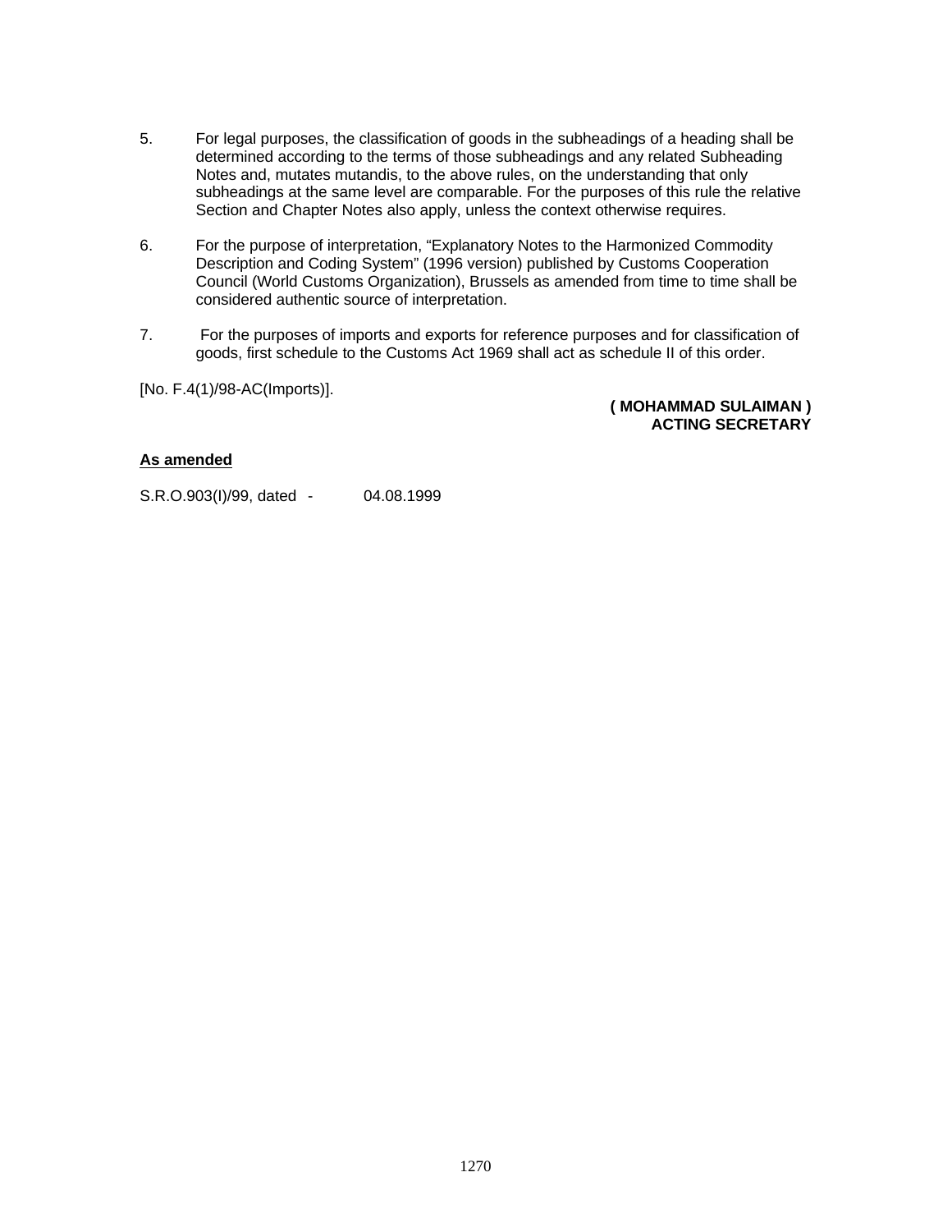5. For legal purposes, the classification of goods in the subheadings of a heading shall be determined according to the terms of those subheadings and any related Subheading Notes and, mutates mutandis, to the above rules, on the understanding that only subheadings at the same level are comparable. For the purposes of this rule the relative Section and Chapter Notes also apply, unless the context otherwise requires.

6. For the purpose of interpretation, "Explanatory Notes to the Harmonized Commodity Description and Coding System" (1996 version) published by Customs Cooperation Council (World Customs Organization), Brussels as amended from time to time shall be considered authentic source of interpretation.

7. For the purposes of imports and exports for reference purposes and for classification of goods, first schedule to the Customs Act 1969 shall act as schedule II of this order.

[No. F.4(1)/98-AC(Imports)].

**( MOHAMMAD SULAIMAN )**
**ACTING SECRETARY**

**<u>As amended</u>**

S.R.O.903(I)/99, dated - 04.08.1999